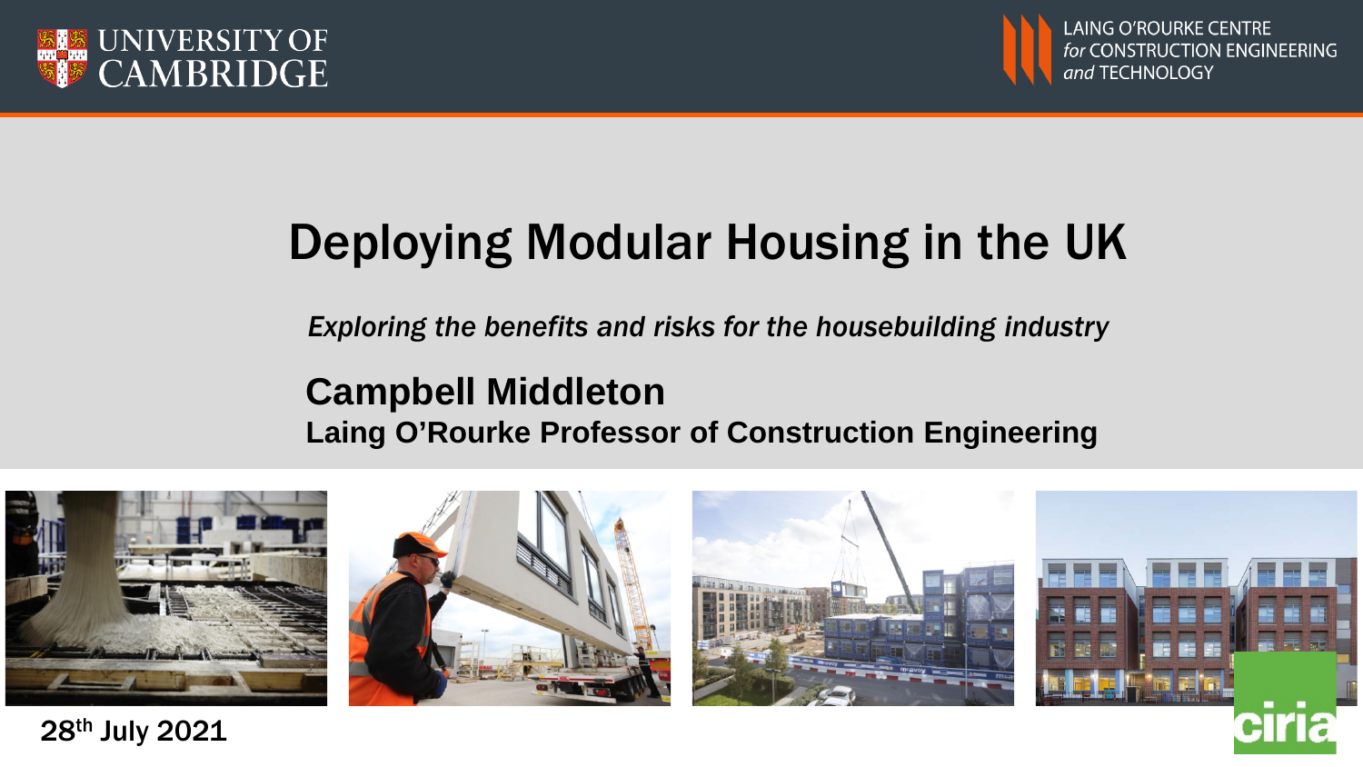UNIVERSITY OF CAMBRIDGE

LAING O'ROURKE CENTRE *for* CONSTRUCTION ENGINEERING *and* TECHNOLOGY

# Deploying Modular Housing in the UK

*Exploring the benefits and risks for the housebuilding industry*

**Campbell Middleton**

**Laing O'Rourke Professor of Construction Engineering**

28th July 2021

ciria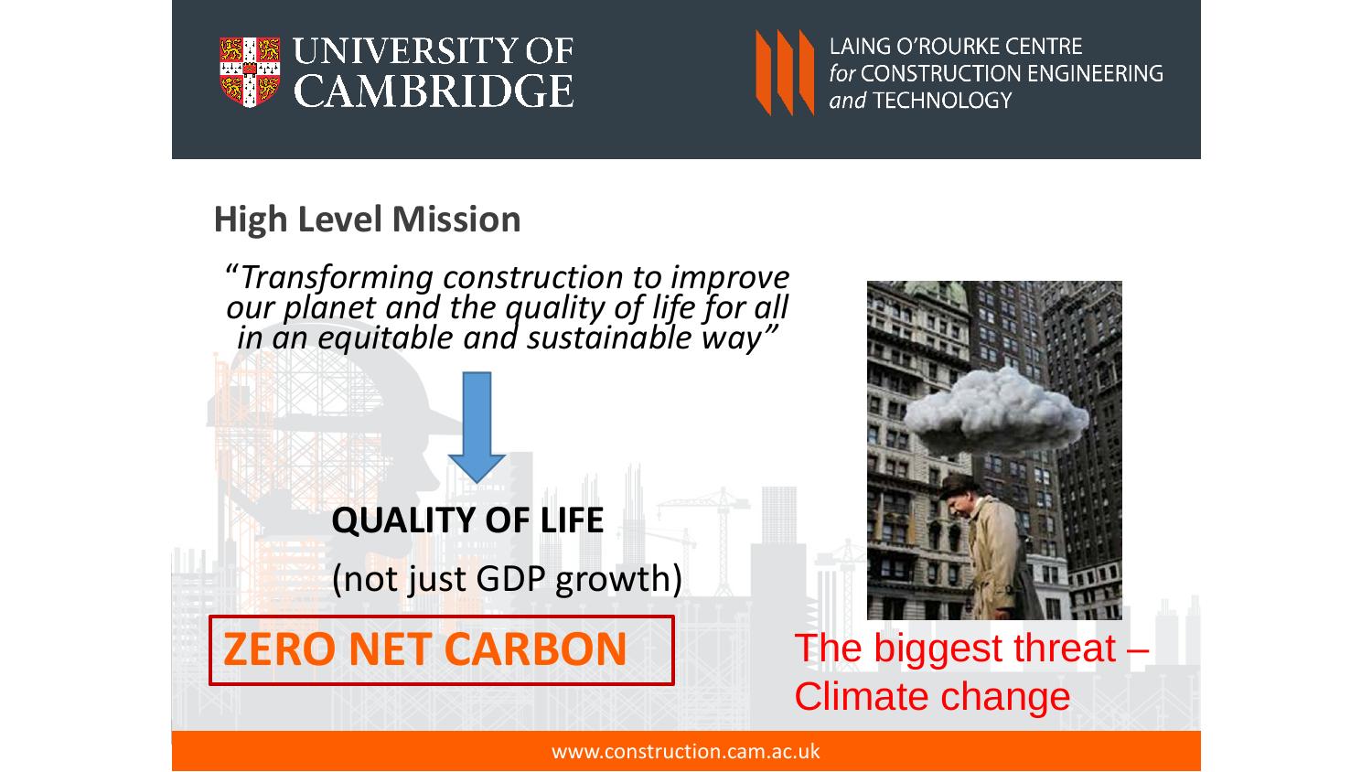## High Level Mission

*"Transforming construction to improve our planet and the quality of life for all in an equitable and sustainable way"*

**QUALITY OF LIFE**

(not just GDP growth)

**ZERO NET CARBON**

The biggest threat – Climate change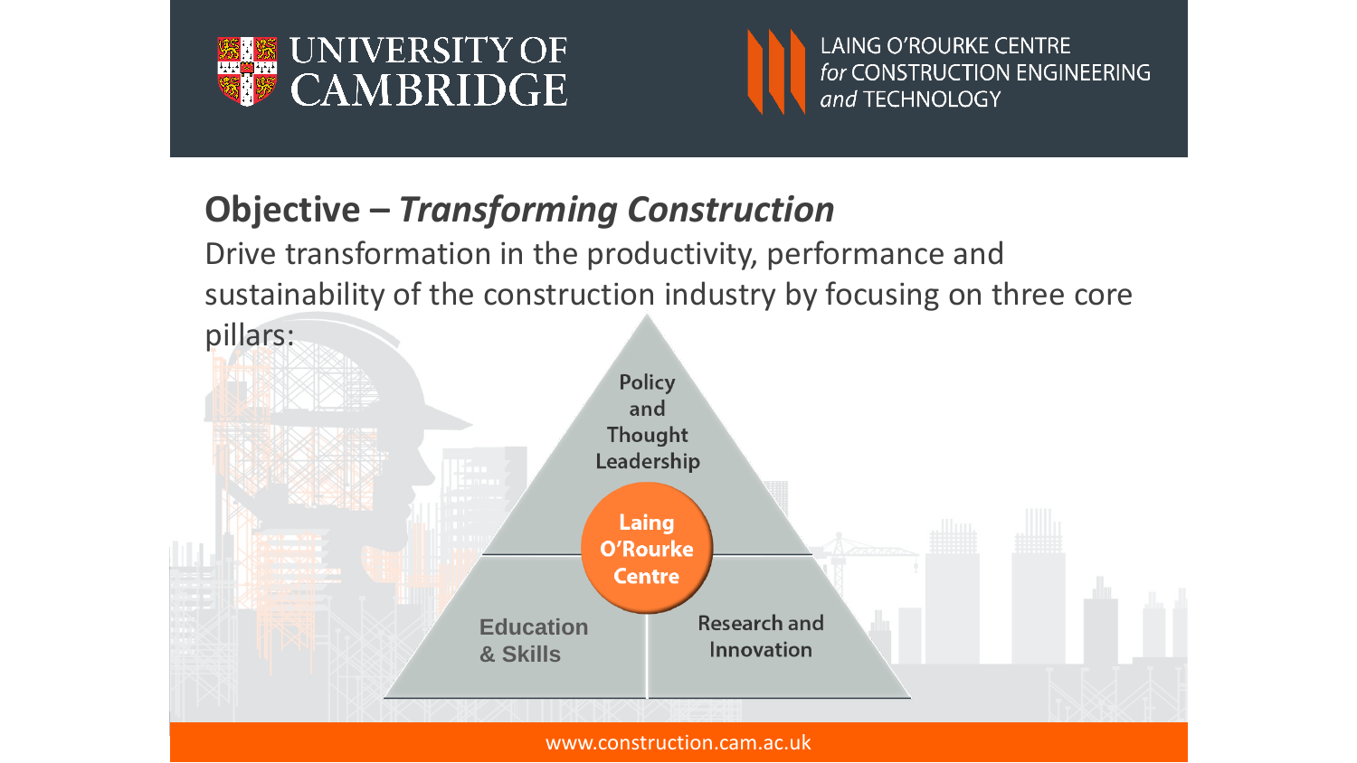## Objective – *Transforming Construction*

Drive transformation in the productivity, performance and sustainability of the construction industry by focusing on three core pillars:

- Policy and Thought Leadership
- Education & Skills
- Research and Innovation

Laing O'Rourke Centre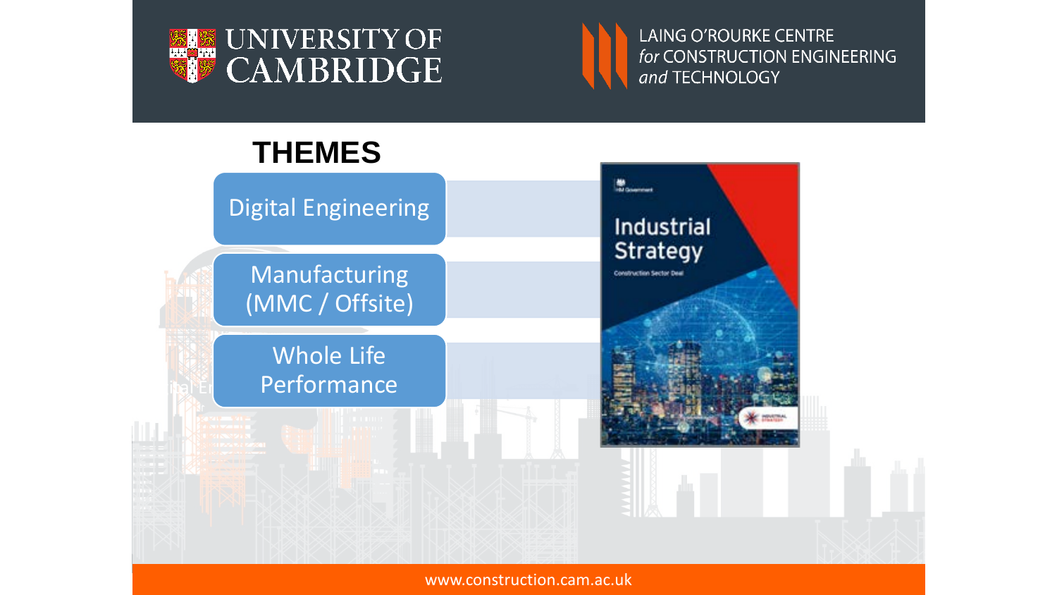# THEMES

- Digital Engineering
- Manufacturing (MMC / Offsite)
- Whole Life Performance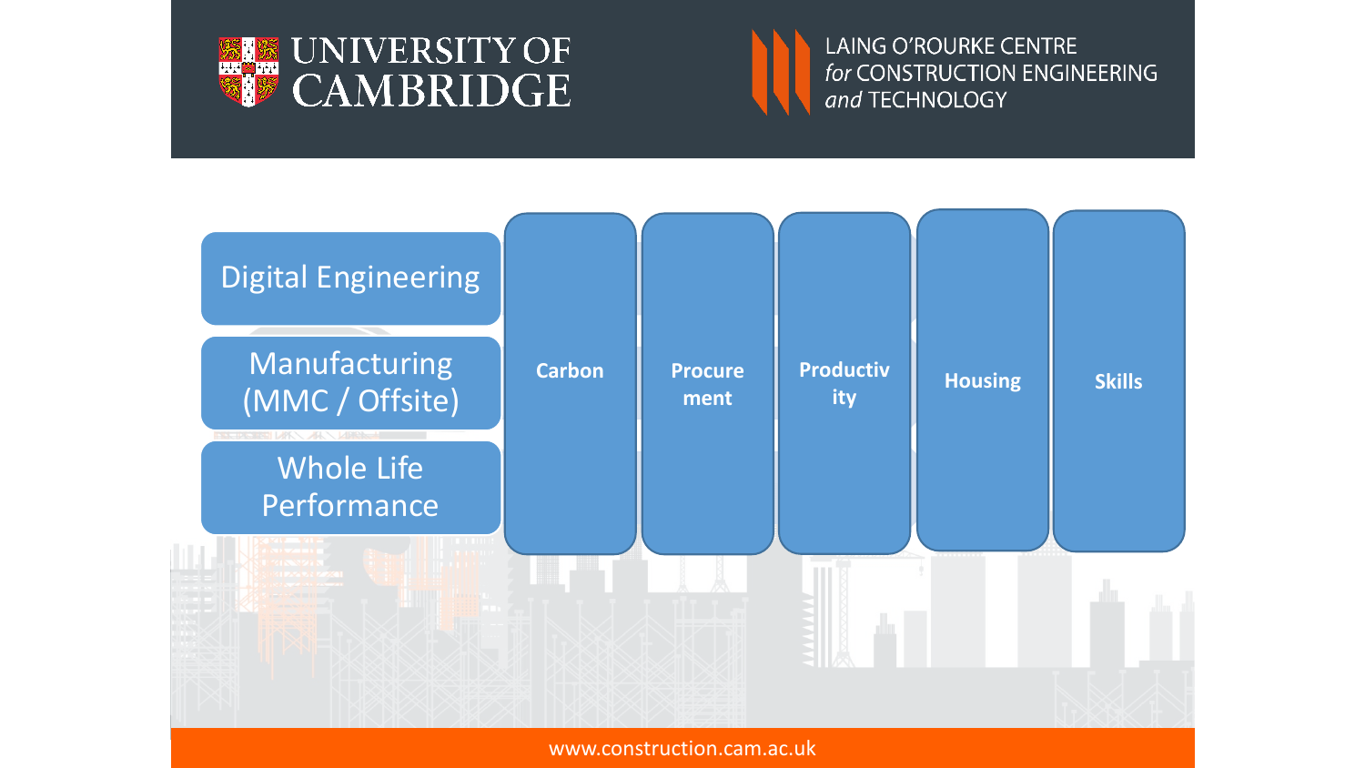UNIVERSITY OF CAMBRIDGE

LAING O'ROURKE CENTRE *for* CONSTRUCTION ENGINEERING *and* TECHNOLOGY

- Digital Engineering
- Manufacturing (MMC / Offsite)
- Whole Life Performance

**Carbon** | **Procurement** | **Productivity** | **Housing** | **Skills**

www.construction.cam.ac.uk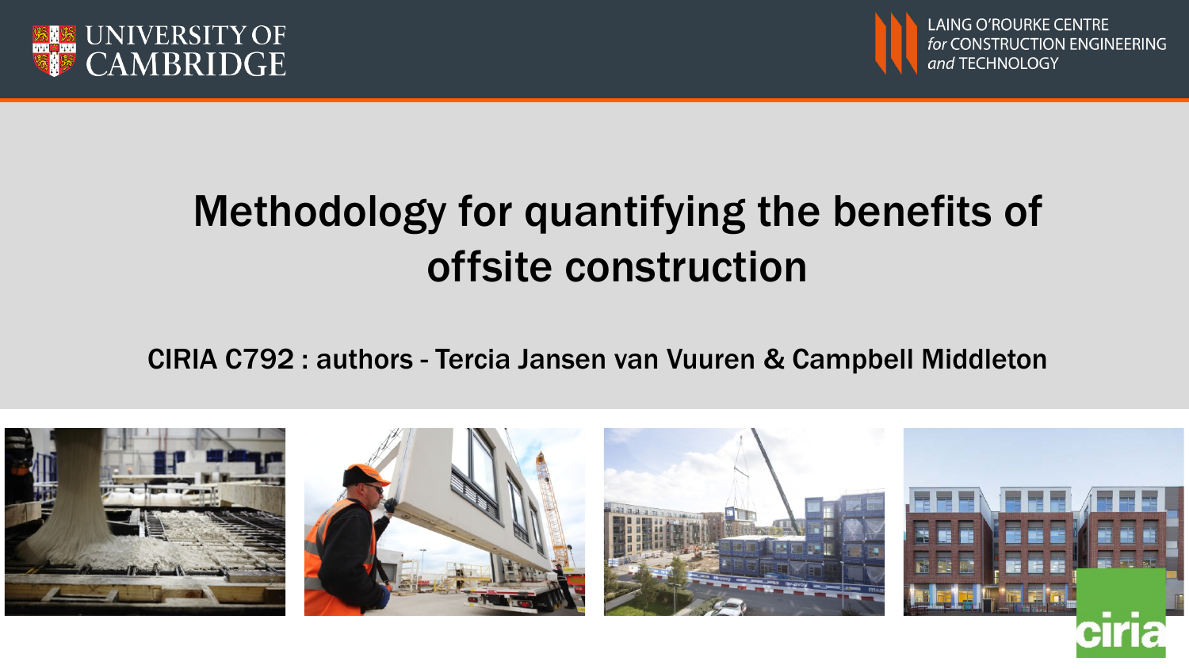UNIVERSITY OF CAMBRIDGE

LAING O'ROURKE CENTRE *for* CONSTRUCTION ENGINEERING *and* TECHNOLOGY

# Methodology for quantifying the benefits of offsite construction

CIRIA C792 : authors - Tercia Jansen van Vuuren & Campbell Middleton

ciria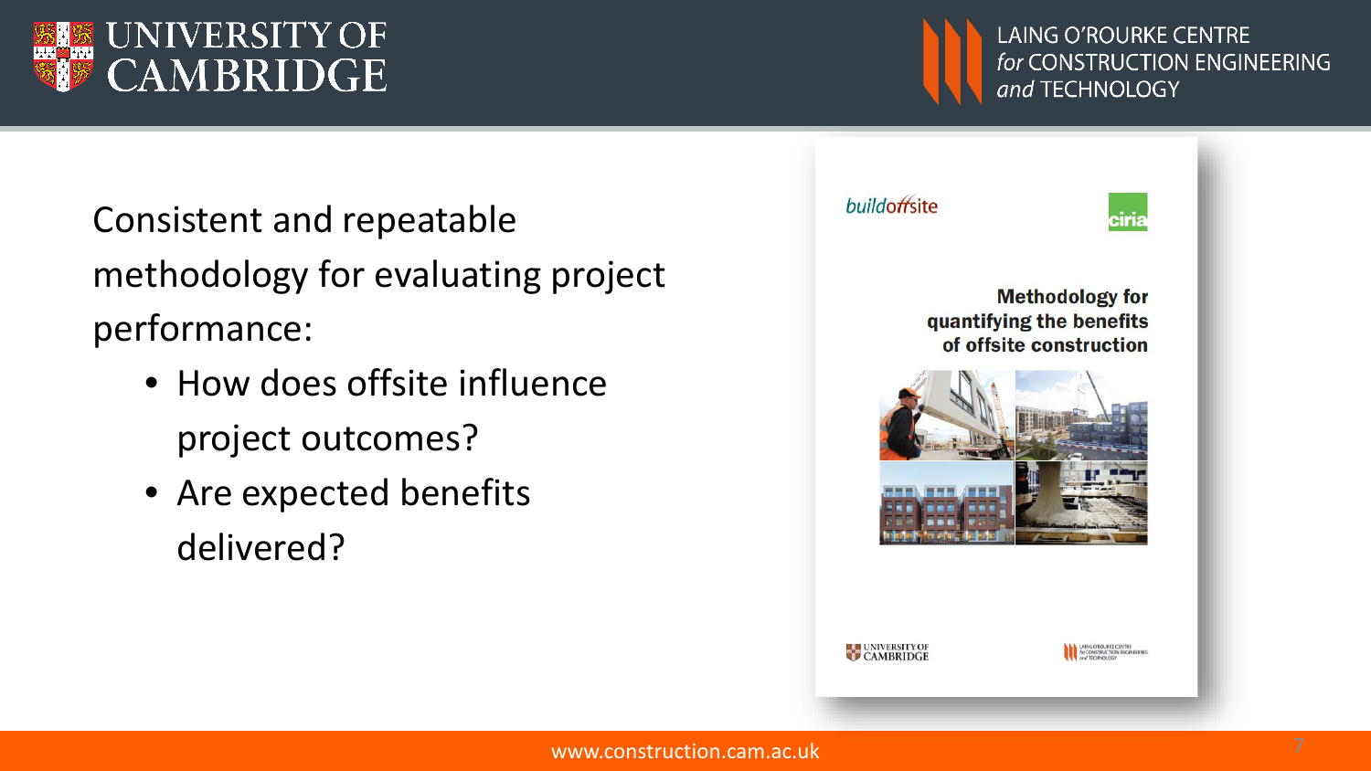Consistent and repeatable methodology for evaluating project performance:

- How does offsite influence project outcomes?
- Are expected benefits delivered?

buildoffsite

ciria

**Methodology for quantifying the benefits of offsite construction**

UNIVERSITY OF CAMBRIDGE

LAING O'ROURKE CENTRE for CONSTRUCTION ENGINEERING and TECHNOLOGY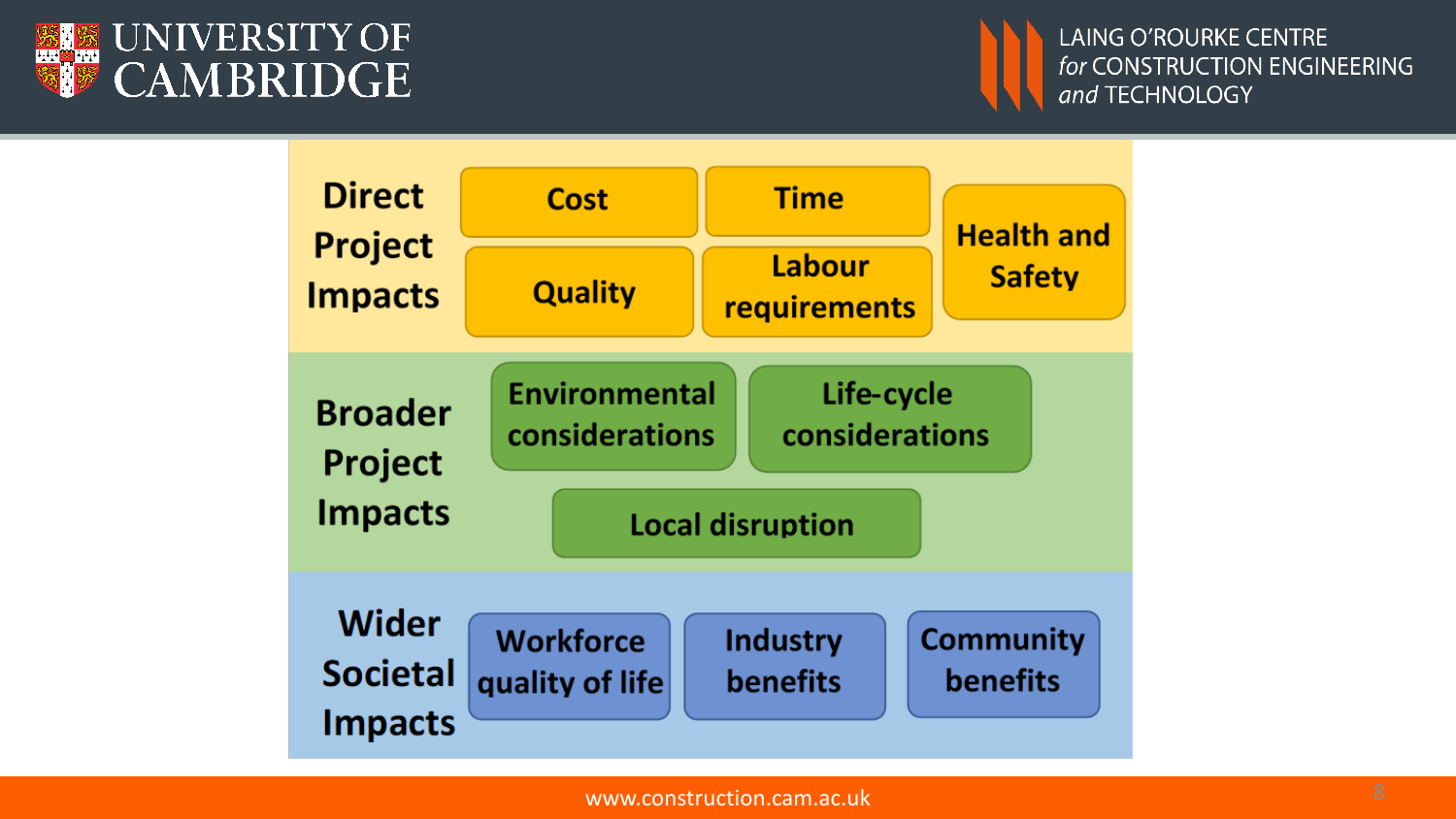## Direct Project Impacts

- Cost
- Time
- Quality
- Labour requirements
- Health and Safety

## Broader Project Impacts

- Environmental considerations
- Life-cycle considerations
- Local disruption

## Wider Societal Impacts

- Workforce quality of life
- Industry benefits
- Community benefits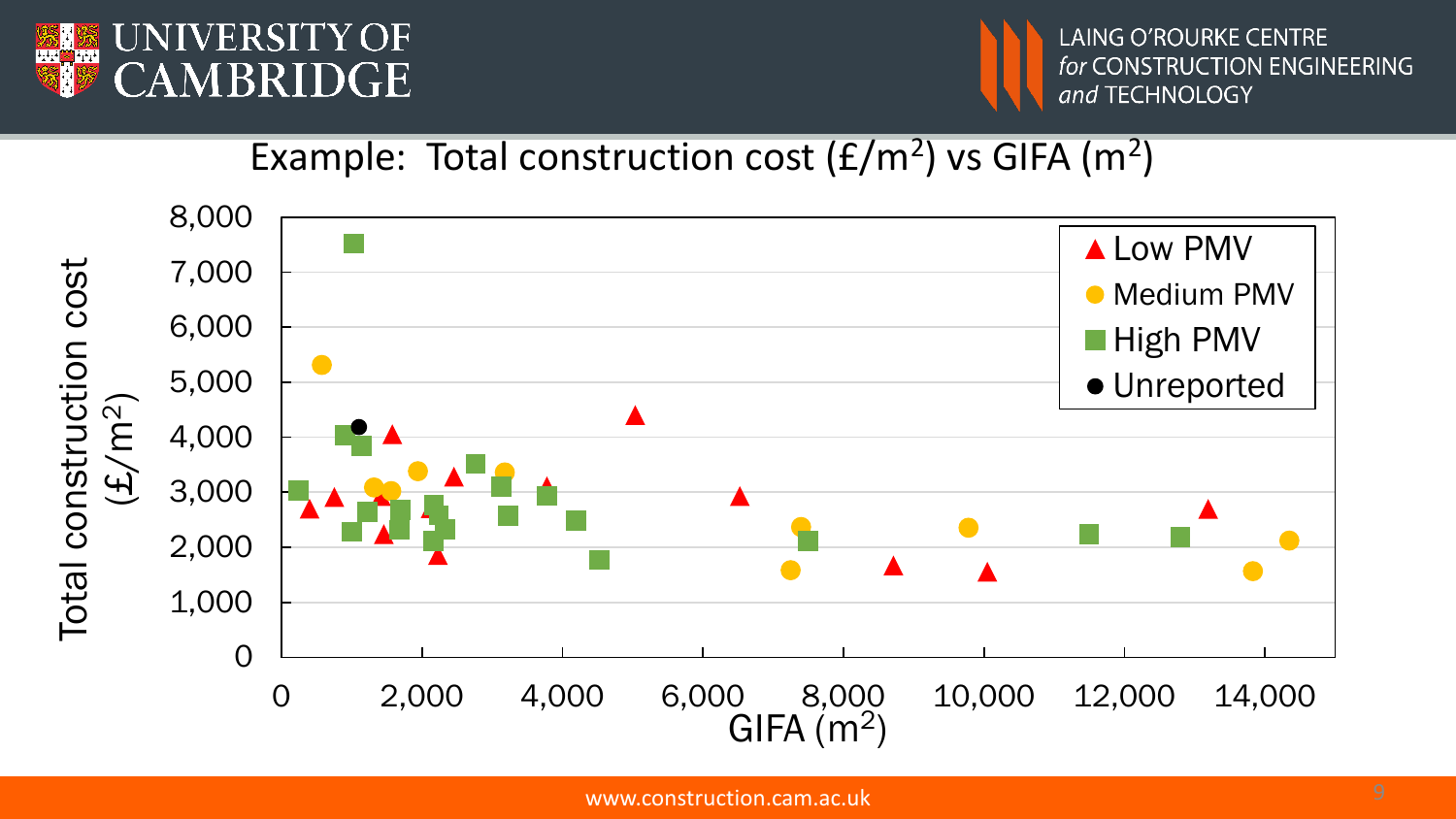## Example: Total construction cost (£/m$^2$) vs GIFA (m$^2$)

Total construction cost (£/m$^2$)

8,000
7,000
6,000
5,000
4,000
3,000
2,000
1,000
0

0
2,000
4,000
6,000
8,000
10,000
12,000
14,000

GIFA (m$^2$)

Low PMV
Medium PMV
High PMV
Unreported

www.construction.cam.ac.uk